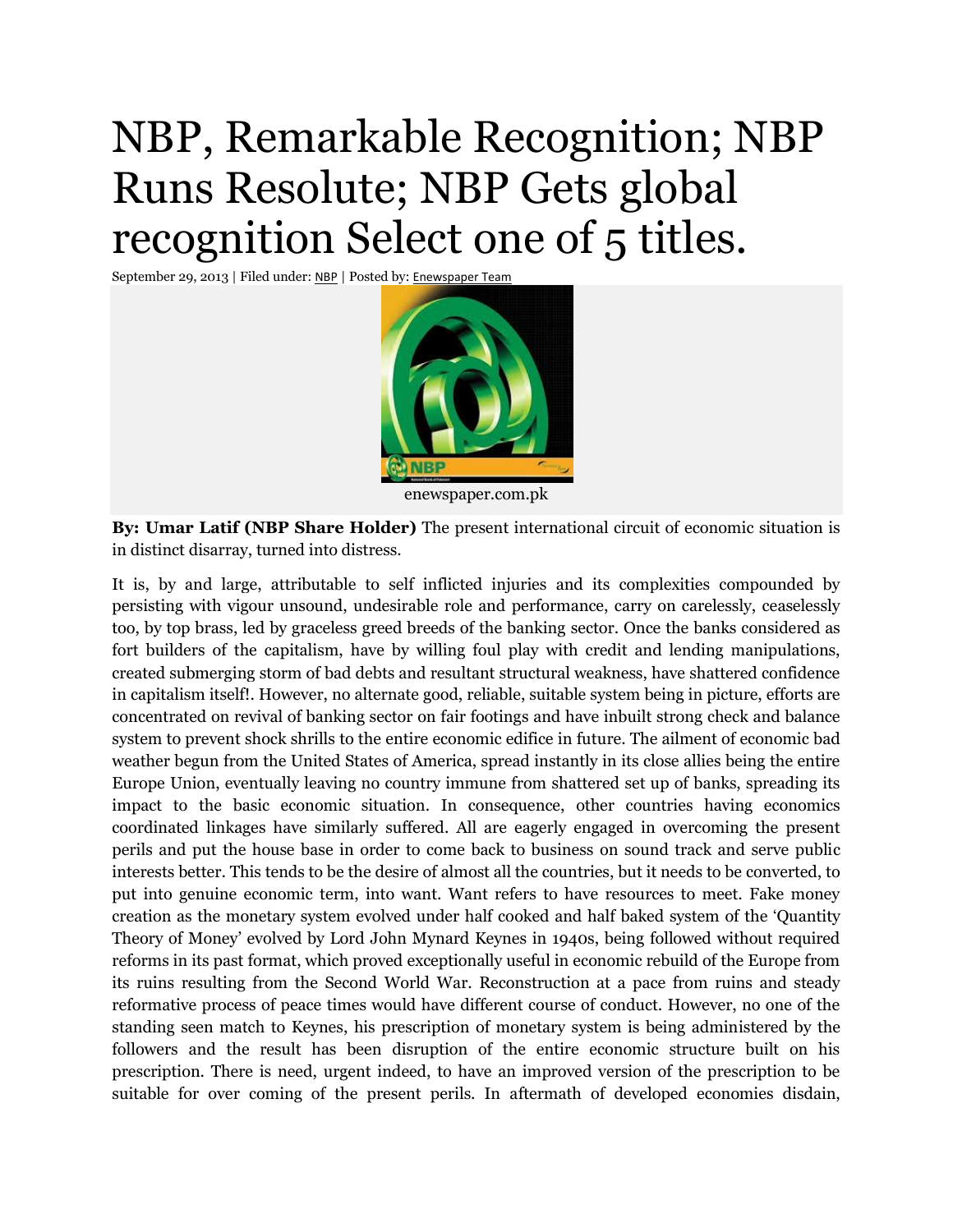# NBP, Remarkable Recognition; NBP Runs Resolute; NBP Gets global recognition Select one of 5 titles.

September 29, 2013 | Filed under: NBP | Posted by: Enewspaper Team

enewspaper.com.pk

**By: Umar Latif (NBP Share Holder)** The present international circuit of economic situation is in distinct disarray, turned into distress.

It is, by and large, attributable to self inflicted injuries and its complexities compounded by persisting with vigour unsound, undesirable role and performance, carry on carelessly, ceaselessly too, by top brass, led by graceless greed breeds of the banking sector. Once the banks considered as fort builders of the capitalism, have by willing foul play with credit and lending manipulations, created submerging storm of bad debts and resultant structural weakness, have shattered confidence in capitalism itself!. However, no alternate good, reliable, suitable system being in picture, efforts are concentrated on revival of banking sector on fair footings and have inbuilt strong check and balance system to prevent shock shrills to the entire economic edifice in future. The ailment of economic bad weather begun from the United States of America, spread instantly in its close allies being the entire Europe Union, eventually leaving no country immune from shattered set up of banks, spreading its impact to the basic economic situation. In consequence, other countries having economics coordinated linkages have similarly suffered. All are eagerly engaged in overcoming the present perils and put the house base in order to come back to business on sound track and serve public interests better. This tends to be the desire of almost all the countries, but it needs to be converted, to put into genuine economic term, into want. Want refers to have resources to meet. Fake money creation as the monetary system evolved under half cooked and half baked system of the 'Quantity Theory of Money' evolved by Lord John Mynard Keynes in 1940s, being followed without required reforms in its past format, which proved exceptionally useful in economic rebuild of the Europe from its ruins resulting from the Second World War. Reconstruction at a pace from ruins and steady reformative process of peace times would have different course of conduct. However, no one of the standing seen match to Keynes, his prescription of monetary system is being administered by the followers and the result has been disruption of the entire economic structure built on his prescription. There is need, urgent indeed, to have an improved version of the prescription to be suitable for over coming of the present perils. In aftermath of developed economies disdain,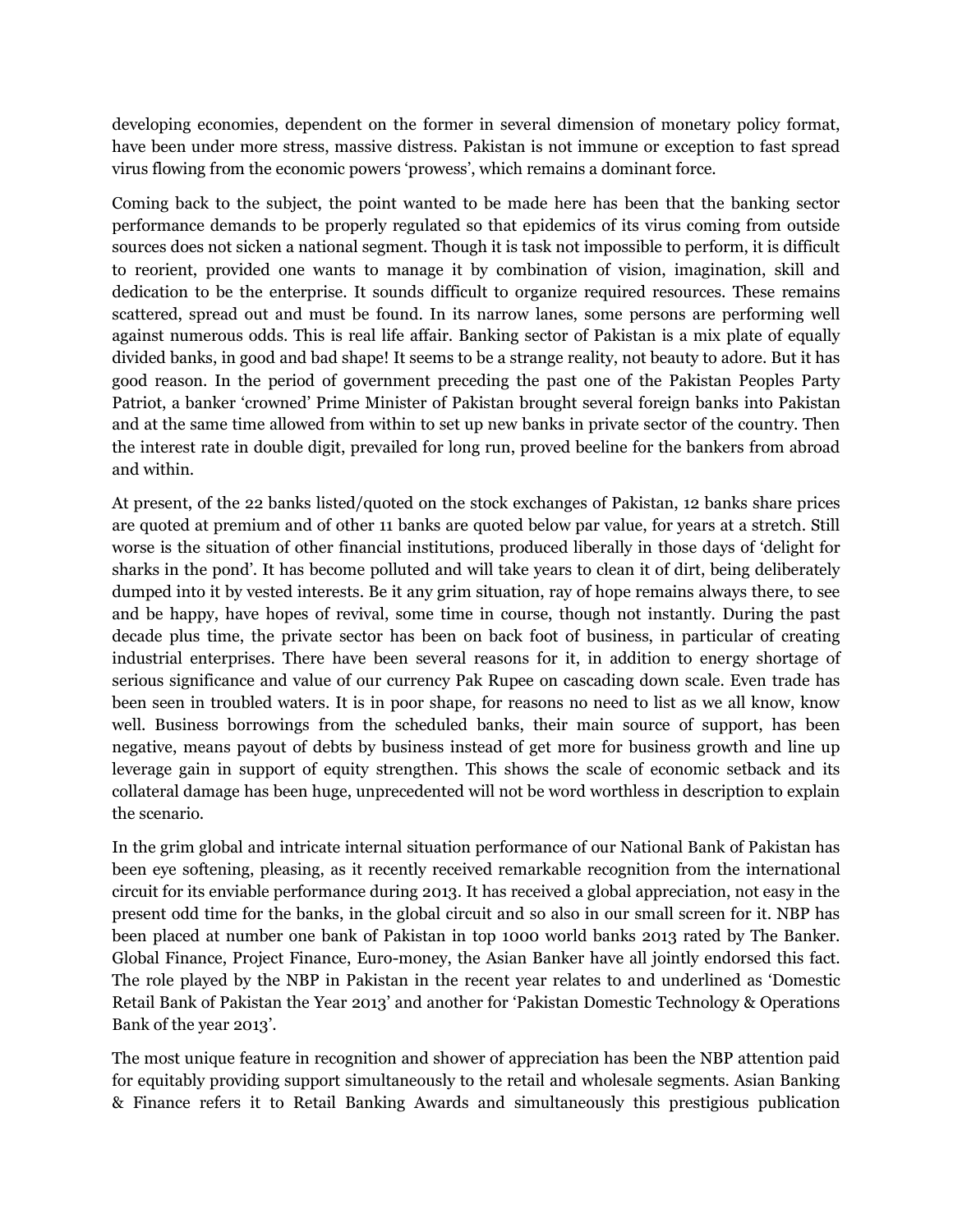developing economies, dependent on the former in several dimension of monetary policy format, have been under more stress, massive distress. Pakistan is not immune or exception to fast spread virus flowing from the economic powers 'prowess', which remains a dominant force.

Coming back to the subject, the point wanted to be made here has been that the banking sector performance demands to be properly regulated so that epidemics of its virus coming from outside sources does not sicken a national segment. Though it is task not impossible to perform, it is difficult to reorient, provided one wants to manage it by combination of vision, imagination, skill and dedication to be the enterprise. It sounds difficult to organize required resources. These remains scattered, spread out and must be found. In its narrow lanes, some persons are performing well against numerous odds. This is real life affair. Banking sector of Pakistan is a mix plate of equally divided banks, in good and bad shape! It seems to be a strange reality, not beauty to adore. But it has good reason. In the period of government preceding the past one of the Pakistan Peoples Party Patriot, a banker 'crowned' Prime Minister of Pakistan brought several foreign banks into Pakistan and at the same time allowed from within to set up new banks in private sector of the country. Then the interest rate in double digit, prevailed for long run, proved beeline for the bankers from abroad and within.

At present, of the 22 banks listed/quoted on the stock exchanges of Pakistan, 12 banks share prices are quoted at premium and of other 11 banks are quoted below par value, for years at a stretch. Still worse is the situation of other financial institutions, produced liberally in those days of 'delight for sharks in the pond'. It has become polluted and will take years to clean it of dirt, being deliberately dumped into it by vested interests. Be it any grim situation, ray of hope remains always there, to see and be happy, have hopes of revival, some time in course, though not instantly. During the past decade plus time, the private sector has been on back foot of business, in particular of creating industrial enterprises. There have been several reasons for it, in addition to energy shortage of serious significance and value of our currency Pak Rupee on cascading down scale. Even trade has been seen in troubled waters. It is in poor shape, for reasons no need to list as we all know, know well. Business borrowings from the scheduled banks, their main source of support, has been negative, means payout of debts by business instead of get more for business growth and line up leverage gain in support of equity strengthen. This shows the scale of economic setback and its collateral damage has been huge, unprecedented will not be word worthless in description to explain the scenario.

In the grim global and intricate internal situation performance of our National Bank of Pakistan has been eye softening, pleasing, as it recently received remarkable recognition from the international circuit for its enviable performance during 2013. It has received a global appreciation, not easy in the present odd time for the banks, in the global circuit and so also in our small screen for it. NBP has been placed at number one bank of Pakistan in top 1000 world banks 2013 rated by The Banker. Global Finance, Project Finance, Euro-money, the Asian Banker have all jointly endorsed this fact. The role played by the NBP in Pakistan in the recent year relates to and underlined as 'Domestic Retail Bank of Pakistan the Year 2013' and another for 'Pakistan Domestic Technology & Operations Bank of the year 2013'.

The most unique feature in recognition and shower of appreciation has been the NBP attention paid for equitably providing support simultaneously to the retail and wholesale segments. Asian Banking & Finance refers it to Retail Banking Awards and simultaneously this prestigious publication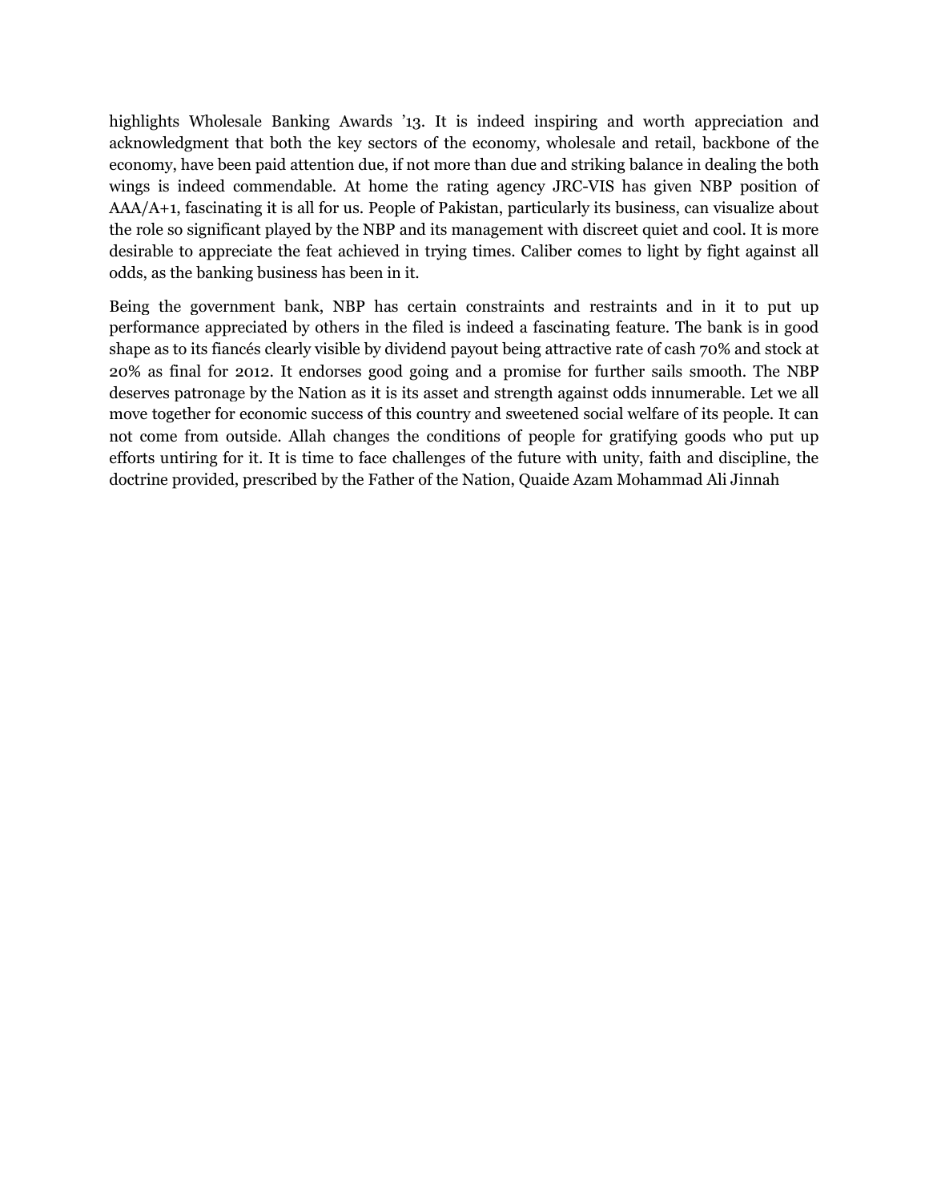highlights Wholesale Banking Awards '13. It is indeed inspiring and worth appreciation and acknowledgment that both the key sectors of the economy, wholesale and retail, backbone of the economy, have been paid attention due, if not more than due and striking balance in dealing the both wings is indeed commendable. At home the rating agency JRC-VIS has given NBP position of AAA/A+1, fascinating it is all for us. People of Pakistan, particularly its business, can visualize about the role so significant played by the NBP and its management with discreet quiet and cool. It is more desirable to appreciate the feat achieved in trying times. Caliber comes to light by fight against all odds, as the banking business has been in it.

Being the government bank, NBP has certain constraints and restraints and in it to put up performance appreciated by others in the filed is indeed a fascinating feature. The bank is in good shape as to its fiancés clearly visible by dividend payout being attractive rate of cash 70% and stock at 20% as final for 2012. It endorses good going and a promise for further sails smooth. The NBP deserves patronage by the Nation as it is its asset and strength against odds innumerable. Let we all move together for economic success of this country and sweetened social welfare of its people. It can not come from outside. Allah changes the conditions of people for gratifying goods who put up efforts untiring for it. It is time to face challenges of the future with unity, faith and discipline, the doctrine provided, prescribed by the Father of the Nation, Quaide Azam Mohammad Ali Jinnah